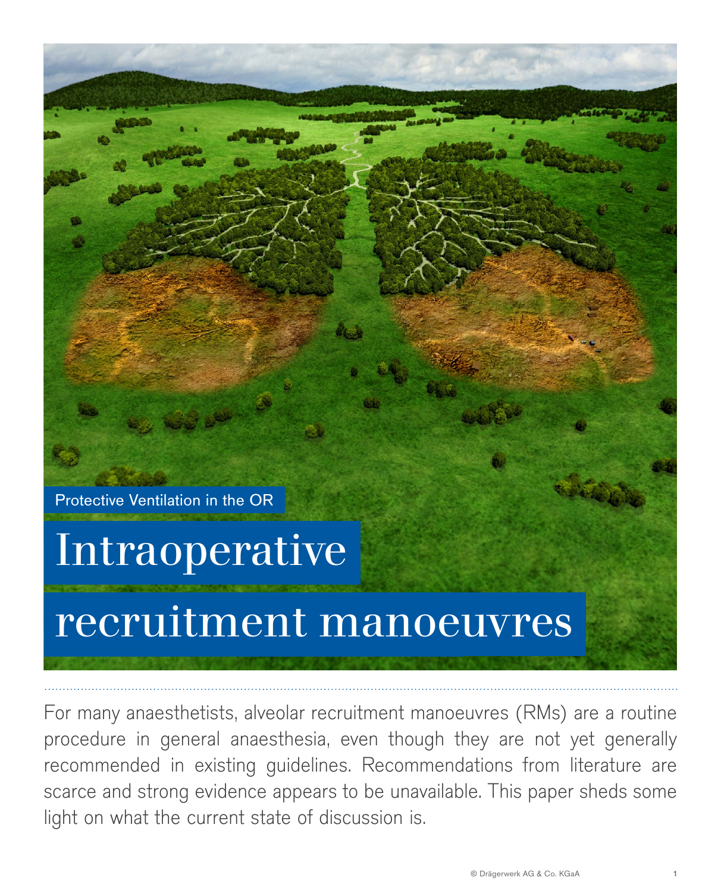Protective Ventilation in the OR

# Intraoperative recruitment manoeuvres

For many anaesthetists, alveolar recruitment manoeuvres (RMs) are a routine procedure in general anaesthesia, even though they are not yet generally recommended in existing guidelines. Recommendations from literature are scarce and strong evidence appears to be unavailable. This paper sheds some light on what the current state of discussion is.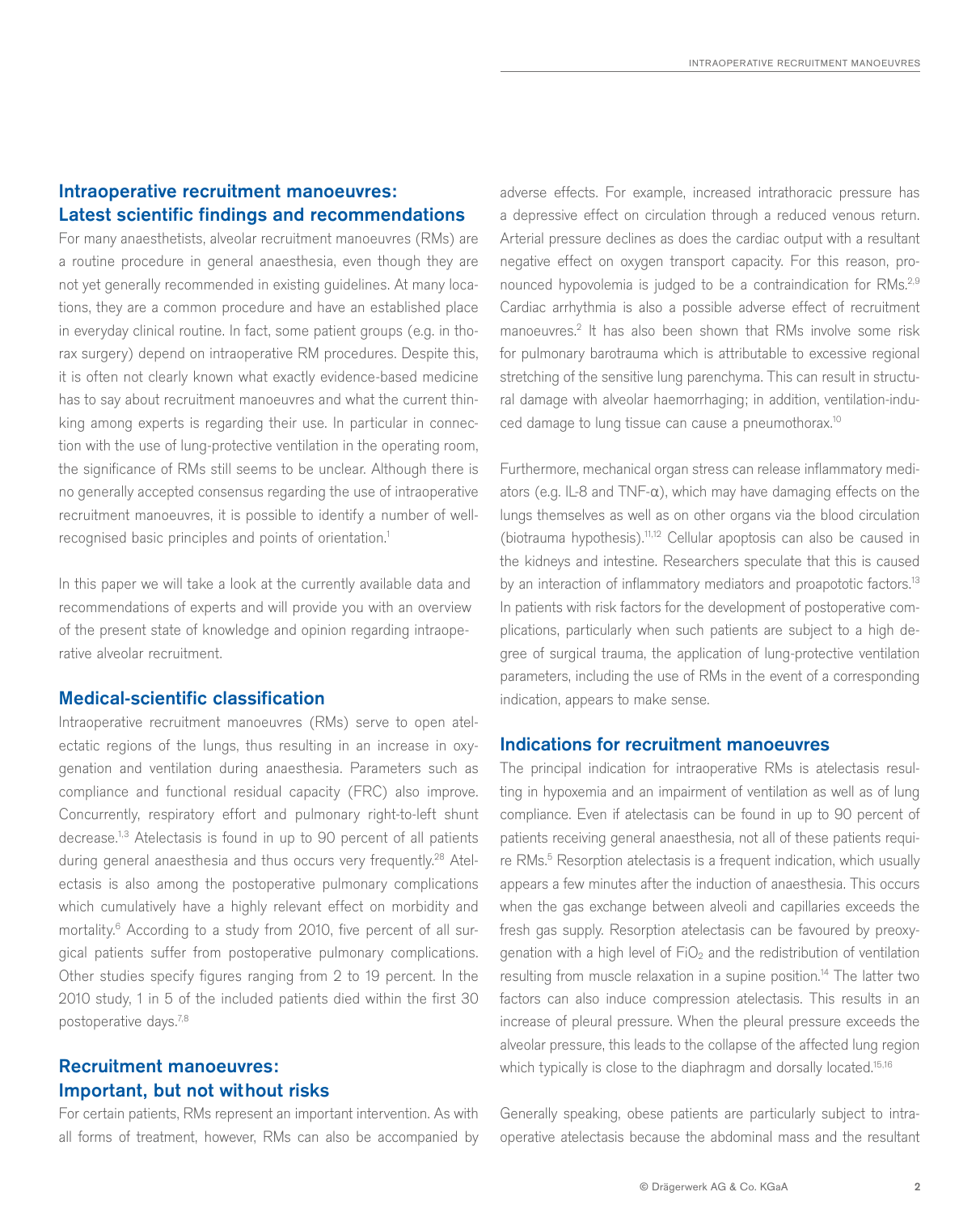## Intraoperative recruitment manoeuvres: Latest scientific findings and recommendations

For many anaesthetists, alveolar recruitment manoeuvres (RMs) are a routine procedure in general anaesthesia, even though they are not yet generally recommended in existing guidelines. At many locations, they are a common procedure and have an established place in everyday clinical routine. In fact, some patient groups (e.g. in thorax surgery) depend on intraoperative RM procedures. Despite this, it is often not clearly known what exactly evidence-based medicine has to say about recruitment manoeuvres and what the current thinking among experts is regarding their use. In particular in connection with the use of lung-protective ventilation in the operating room, the significance of RMs still seems to be unclear. Although there is no generally accepted consensus regarding the use of intraoperative recruitment manoeuvres, it is possible to identify a number of well-recognised basic principles and points of orientation.[1]

In this paper we will take a look at the currently available data and recommendations of experts and will provide you with an overview of the present state of knowledge and opinion regarding intraoperative alveolar recruitment.

## Medical-scientific classification

Intraoperative recruitment manoeuvres (RMs) serve to open atelectatic regions of the lungs, thus resulting in an increase in oxygenation and ventilation during anaesthesia. Parameters such as compliance and functional residual capacity (FRC) also improve. Concurrently, respiratory effort and pulmonary right-to-left shunt decrease.[1,3] Atelectasis is found in up to 90 percent of all patients during general anaesthesia and thus occurs very frequently.[28] Atelectasis is also among the postoperative pulmonary complications which cumulatively have a highly relevant effect on morbidity and mortality.[6] According to a study from 2010, five percent of all surgical patients suffer from postoperative pulmonary complications. Other studies specify figures ranging from 2 to 19 percent. In the 2010 study, 1 in 5 of the included patients died within the first 30 postoperative days.[7,8]

## Recruitment manoeuvres: Important, but not without risks

For certain patients, RMs represent an important intervention. As with all forms of treatment, however, RMs can also be accompanied by adverse effects. For example, increased intrathoracic pressure has a depressive effect on circulation through a reduced venous return. Arterial pressure declines as does the cardiac output with a resultant negative effect on oxygen transport capacity. For this reason, pronounced hypovolemia is judged to be a contraindication for RMs.[2,9] Cardiac arrhythmia is also a possible adverse effect of recruitment manoeuvres.[2] It has also been shown that RMs involve some risk for pulmonary barotrauma which is attributable to excessive regional stretching of the sensitive lung parenchyma. This can result in structural damage with alveolar haemorrhaging; in addition, ventilation-induced damage to lung tissue can cause a pneumothorax.[10]

Furthermore, mechanical organ stress can release inflammatory mediators (e.g. IL-8 and TNF-α), which may have damaging effects on the lungs themselves as well as on other organs via the blood circulation (biotrauma hypothesis).[11,12] Cellular apoptosis can also be caused in the kidneys and intestine. Researchers speculate that this is caused by an interaction of inflammatory mediators and proapoptotic factors.[13] In patients with risk factors for the development of postoperative complications, particularly when such patients are subject to a high degree of surgical trauma, the application of lung-protective ventilation parameters, including the use of RMs in the event of a corresponding indication, appears to make sense.

## Indications for recruitment manoeuvres

The principal indication for intraoperative RMs is atelectasis resulting in hypoxemia and an impairment of ventilation as well as of lung compliance. Even if atelectasis can be found in up to 90 percent of patients receiving general anaesthesia, not all of these patients require RMs.[5] Resorption atelectasis is a frequent indication, which usually appears a few minutes after the induction of anaesthesia. This occurs when the gas exchange between alveoli and capillaries exceeds the fresh gas supply. Resorption atelectasis can be favoured by preoxygenation with a high level of $FiO_2$ and the redistribution of ventilation resulting from muscle relaxation in a supine position.[14] The latter two factors can also induce compression atelectasis. This results in an increase of pleural pressure. When the pleural pressure exceeds the alveolar pressure, this leads to the collapse of the affected lung region which typically is close to the diaphragm and dorsally located.[15,16]

Generally speaking, obese patients are particularly subject to intraoperative atelectasis because the abdominal mass and the resultant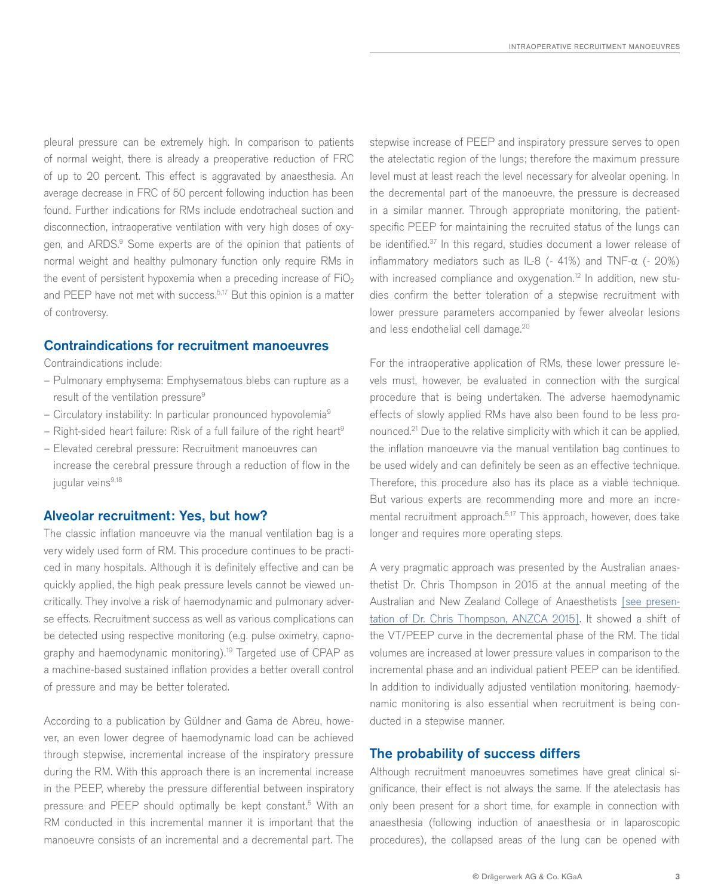pleural pressure can be extremely high. In comparison to patients of normal weight, there is already a preoperative reduction of FRC of up to 20 percent. This effect is aggravated by anaesthesia. An average decrease in FRC of 50 percent following induction has been found. Further indications for RMs include endotracheal suction and disconnection, intraoperative ventilation with very high doses of oxygen, and ARDS.[9] Some experts are of the opinion that patients of normal weight and healthy pulmonary function only require RMs in the event of persistent hypoxemia when a preceding increase of $FiO_2$ and PEEP have not met with success.[5,17] But this opinion is a matter of controversy.

## Contraindications for recruitment manoeuvres

Contraindications include:

- Pulmonary emphysema: Emphysematous blebs can rupture as a result of the ventilation pressure[9]
- Circulatory instability: In particular pronounced hypovolemia[9]
- Right-sided heart failure: Risk of a full failure of the right heart[9]
- Elevated cerebral pressure: Recruitment manoeuvres can increase the cerebral pressure through a reduction of flow in the jugular veins[9,18]

## Alveolar recruitment: Yes, but how?

The classic inflation manoeuvre via the manual ventilation bag is a very widely used form of RM. This procedure continues to be practiced in many hospitals. Although it is definitely effective and can be quickly applied, the high peak pressure levels cannot be viewed uncritically. They involve a risk of haemodynamic and pulmonary adverse effects. Recruitment success as well as various complications can be detected using respective monitoring (e.g. pulse oximetry, capnography and haemodynamic monitoring).[19] Targeted use of CPAP as a machine-based sustained inflation provides a better overall control of pressure and may be better tolerated.

According to a publication by Güldner and Gama de Abreu, however, an even lower degree of haemodynamic load can be achieved through stepwise, incremental increase of the inspiratory pressure during the RM. With this approach there is an incremental increase in the PEEP, whereby the pressure differential between inspiratory pressure and PEEP should optimally be kept constant.[5] With an RM conducted in this incremental manner it is important that the manoeuvre consists of an incremental and a decremental part. The stepwise increase of PEEP and inspiratory pressure serves to open the atelectatic region of the lungs; therefore the maximum pressure level must at least reach the level necessary for alveolar opening. In the decremental part of the manoeuvre, the pressure is decreased in a similar manner. Through appropriate monitoring, the patient-specific PEEP for maintaining the recruited status of the lungs can be identified.[37] In this regard, studies document a lower release of inflammatory mediators such as IL-8 (- 41%) and TNF-α (- 20%) with increased compliance and oxygenation.[12] In addition, new studies confirm the better toleration of a stepwise recruitment with lower pressure parameters accompanied by fewer alveolar lesions and less endothelial cell damage.[20]

For the intraoperative application of RMs, these lower pressure levels must, however, be evaluated in connection with the surgical procedure that is being undertaken. The adverse haemodynamic effects of slowly applied RMs have also been found to be less pronounced.[21] Due to the relative simplicity with which it can be applied, the inflation manoeuvre via the manual ventilation bag continues to be used widely and can definitely be seen as an effective technique. Therefore, this procedure also has its place as a viable technique. But various experts are recommending more and more an incremental recruitment approach.[5,17] This approach, however, does take longer and requires more operating steps.

A very pragmatic approach was presented by the Australian anaesthetist Dr. Chris Thompson in 2015 at the annual meeting of the Australian and New Zealand College of Anaesthetists [see presentation of Dr. Chris Thompson, ANZCA 2015]. It showed a shift of the VT/PEEP curve in the decremental phase of the RM. The tidal volumes are increased at lower pressure values in comparison to the incremental phase and an individual patient PEEP can be identified. In addition to individually adjusted ventilation monitoring, haemodynamic monitoring is also essential when recruitment is being conducted in a stepwise manner.

## The probability of success differs

Although recruitment manoeuvres sometimes have great clinical significance, their effect is not always the same. If the atelectasis has only been present for a short time, for example in connection with anaesthesia (following induction of anaesthesia or in laparoscopic procedures), the collapsed areas of the lung can be opened with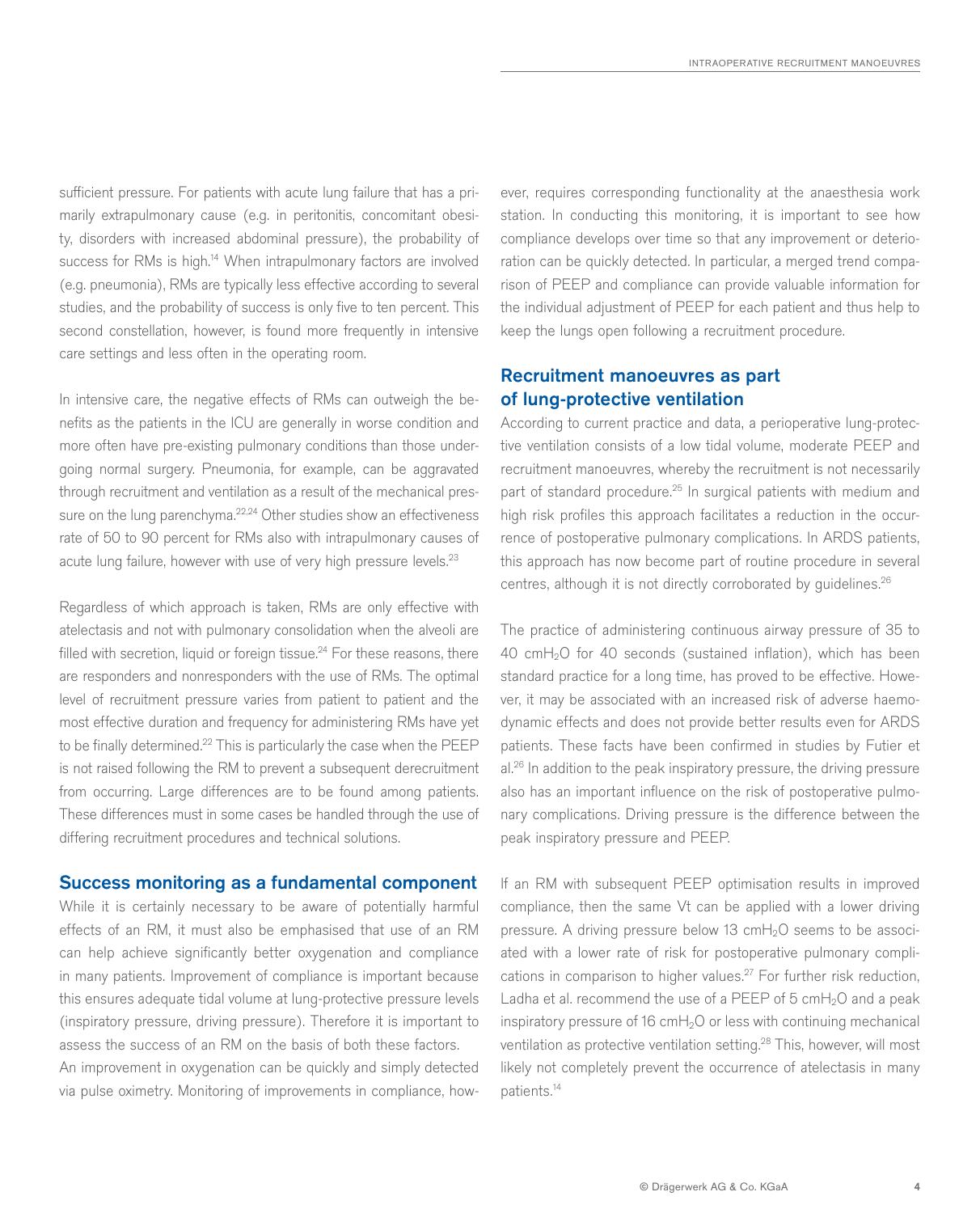sufficient pressure. For patients with acute lung failure that has a primarily extrapulmonary cause (e.g. in peritonitis, concomitant obesity, disorders with increased abdominal pressure), the probability of success for RMs is high.[14] When intrapulmonary factors are involved (e.g. pneumonia), RMs are typically less effective according to several studies, and the probability of success is only five to ten percent. This second constellation, however, is found more frequently in intensive care settings and less often in the operating room.

In intensive care, the negative effects of RMs can outweigh the benefits as the patients in the ICU are generally in worse condition and more often have pre-existing pulmonary conditions than those undergoing normal surgery. Pneumonia, for example, can be aggravated through recruitment and ventilation as a result of the mechanical pressure on the lung parenchyma.[22,24] Other studies show an effectiveness rate of 50 to 90 percent for RMs also with intrapulmonary causes of acute lung failure, however with use of very high pressure levels.[23]

Regardless of which approach is taken, RMs are only effective with atelectasis and not with pulmonary consolidation when the alveoli are filled with secretion, liquid or foreign tissue.[24] For these reasons, there are responders and nonresponders with the use of RMs. The optimal level of recruitment pressure varies from patient to patient and the most effective duration and frequency for administering RMs have yet to be finally determined.[22] This is particularly the case when the PEEP is not raised following the RM to prevent a subsequent derecruitment from occurring. Large differences are to be found among patients. These differences must in some cases be handled through the use of differing recruitment procedures and technical solutions.

## Success monitoring as a fundamental component

While it is certainly necessary to be aware of potentially harmful effects of an RM, it must also be emphasised that use of an RM can help achieve significantly better oxygenation and compliance in many patients. Improvement of compliance is important because this ensures adequate tidal volume at lung-protective pressure levels (inspiratory pressure, driving pressure). Therefore it is important to assess the success of an RM on the basis of both these factors.
An improvement in oxygenation can be quickly and simply detected via pulse oximetry. Monitoring of improvements in compliance, however, requires corresponding functionality at the anaesthesia work station. In conducting this monitoring, it is important to see how compliance develops over time so that any improvement or deterioration can be quickly detected. In particular, a merged trend comparison of PEEP and compliance can provide valuable information for the individual adjustment of PEEP for each patient and thus help to keep the lungs open following a recruitment procedure.

## Recruitment manoeuvres as part of lung-protective ventilation

According to current practice and data, a perioperative lung-protective ventilation consists of a low tidal volume, moderate PEEP and recruitment manoeuvres, whereby the recruitment is not necessarily part of standard procedure.[25] In surgical patients with medium and high risk profiles this approach facilitates a reduction in the occurrence of postoperative pulmonary complications. In ARDS patients, this approach has now become part of routine procedure in several centres, although it is not directly corroborated by guidelines.[26]

The practice of administering continuous airway pressure of 35 to 40 cm$H_2O$ for 40 seconds (sustained inflation), which has been standard practice for a long time, has proved to be effective. However, it may be associated with an increased risk of adverse haemodynamic effects and does not provide better results even for ARDS patients. These facts have been confirmed in studies by Futier et al.[26] In addition to the peak inspiratory pressure, the driving pressure also has an important influence on the risk of postoperative pulmonary complications. Driving pressure is the difference between the peak inspiratory pressure and PEEP.

If an RM with subsequent PEEP optimisation results in improved compliance, then the same Vt can be applied with a lower driving pressure. A driving pressure below 13 cm$H_2O$ seems to be associated with a lower rate of risk for postoperative pulmonary complications in comparison to higher values.[27] For further risk reduction, Ladha et al. recommend the use of a PEEP of 5 cm$H_2O$ and a peak inspiratory pressure of 16 cm$H_2O$ or less with continuing mechanical ventilation as protective ventilation setting.[28] This, however, will most likely not completely prevent the occurrence of atelectasis in many patients.[14]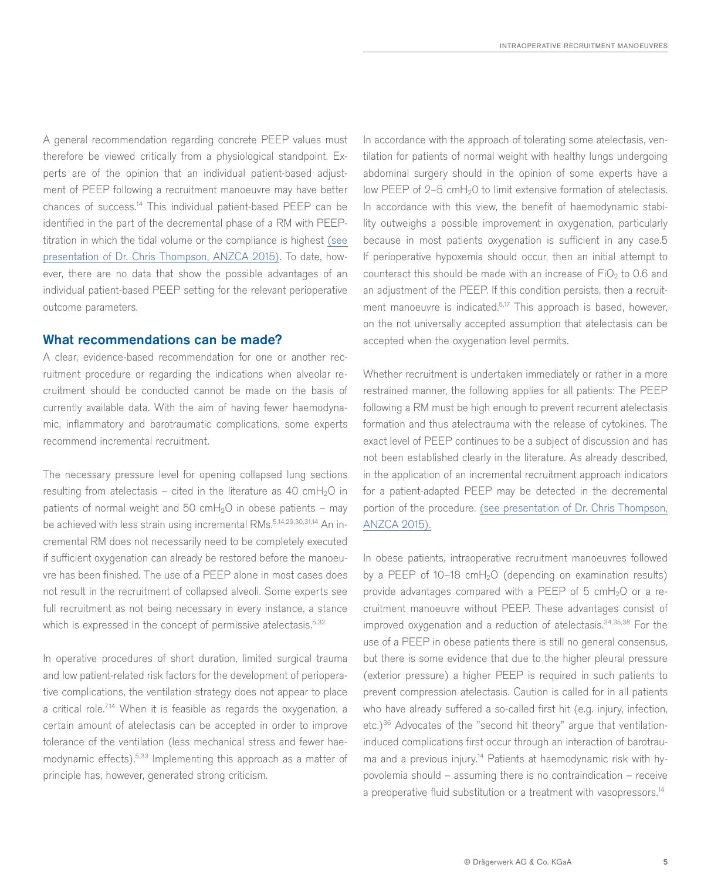A general recommendation regarding concrete PEEP values must therefore be viewed critically from a physiological standpoint. Experts are of the opinion that an individual patient-based adjustment of PEEP following a recruitment manoeuvre may have better chances of success.[14] This individual patient-based PEEP can be identified in the part of the decremental phase of a RM with PEEP-titration in which the tidal volume or the compliance is highest (see presentation of Dr. Chris Thompson, ANZCA 2015). To date, however, there are no data that show the possible advantages of an individual patient-based PEEP setting for the relevant perioperative outcome parameters.

## What recommendations can be made?

A clear, evidence-based recommendation for one or another recruitment procedure or regarding the indications when alveolar recruitment should be conducted cannot be made on the basis of currently available data. With the aim of having fewer haemodynamic, inflammatory and barotraumatic complications, some experts recommend incremental recruitment.

The necessary pressure level for opening collapsed lung sections resulting from atelectasis – cited in the literature as 40 cm$H_2O$ in patients of normal weight and 50 cm$H_2O$ in obese patients – may be achieved with less strain using incremental RMs.[5,14,29,30,31,14] An incremental RM does not necessarily need to be completely executed if sufficient oxygenation can already be restored before the manoeuvre has been finished. The use of a PEEP alone in most cases does not result in the recruitment of collapsed alveoli. Some experts see full recruitment as not being necessary in every instance, a stance which is expressed in the concept of permissive atelectasis.[5,32]

In operative procedures of short duration, limited surgical trauma and low patient-related risk factors for the development of perioperative complications, the ventilation strategy does not appear to place a critical role.[7,14] When it is feasible as regards the oxygenation, a certain amount of atelectasis can be accepted in order to improve tolerance of the ventilation (less mechanical stress and fewer haemodynamic effects).[5,33] Implementing this approach as a matter of principle has, however, generated strong criticism.

In accordance with the approach of tolerating some atelectasis, ventilation for patients of normal weight with healthy lungs undergoing abdominal surgery should in the opinion of some experts have a low PEEP of 2–5 cm$H_2O$ to limit extensive formation of atelectasis. In accordance with this view, the benefit of haemodynamic stability outweighs a possible improvement in oxygenation, particularly because in most patients oxygenation is sufficient in any case.5 If perioperative hypoxemia should occur, then an initial attempt to counteract this should be made with an increase of $FiO_2$ to 0.6 and an adjustment of the PEEP. If this condition persists, then a recruitment manoeuvre is indicated.[5,17] This approach is based, however, on the not universally accepted assumption that atelectasis can be accepted when the oxygenation level permits.

Whether recruitment is undertaken immediately or rather in a more restrained manner, the following applies for all patients: The PEEP following a RM must be high enough to prevent recurrent atelectasis formation and thus atelectrauma with the release of cytokines. The exact level of PEEP continues to be a subject of discussion and has not been established clearly in the literature. As already described, in the application of an incremental recruitment approach indicators for a patient-adapted PEEP may be detected in the decremental portion of the procedure. (see presentation of Dr. Chris Thompson, ANZCA 2015).

In obese patients, intraoperative recruitment manoeuvres followed by a PEEP of 10–18 cm$H_2O$ (depending on examination results) provide advantages compared with a PEEP of 5 cm$H_2O$ or a recruitment manoeuvre without PEEP. These advantages consist of improved oxygenation and a reduction of atelectasis.[34,35,38] For the use of a PEEP in obese patients there is still no general consensus, but there is some evidence that due to the higher pleural pressure (exterior pressure) a higher PEEP is required in such patients to prevent compression atelectasis. Caution is called for in all patients who have already suffered a so-called first hit (e.g. injury, infection, etc.)[36] Advocates of the "second hit theory" argue that ventilation-induced complications first occur through an interaction of barotrauma and a previous injury.[14] Patients at haemodynamic risk with hypovolemia should – assuming there is no contraindication – receive a preoperative fluid substitution or a treatment with vasopressors.[14]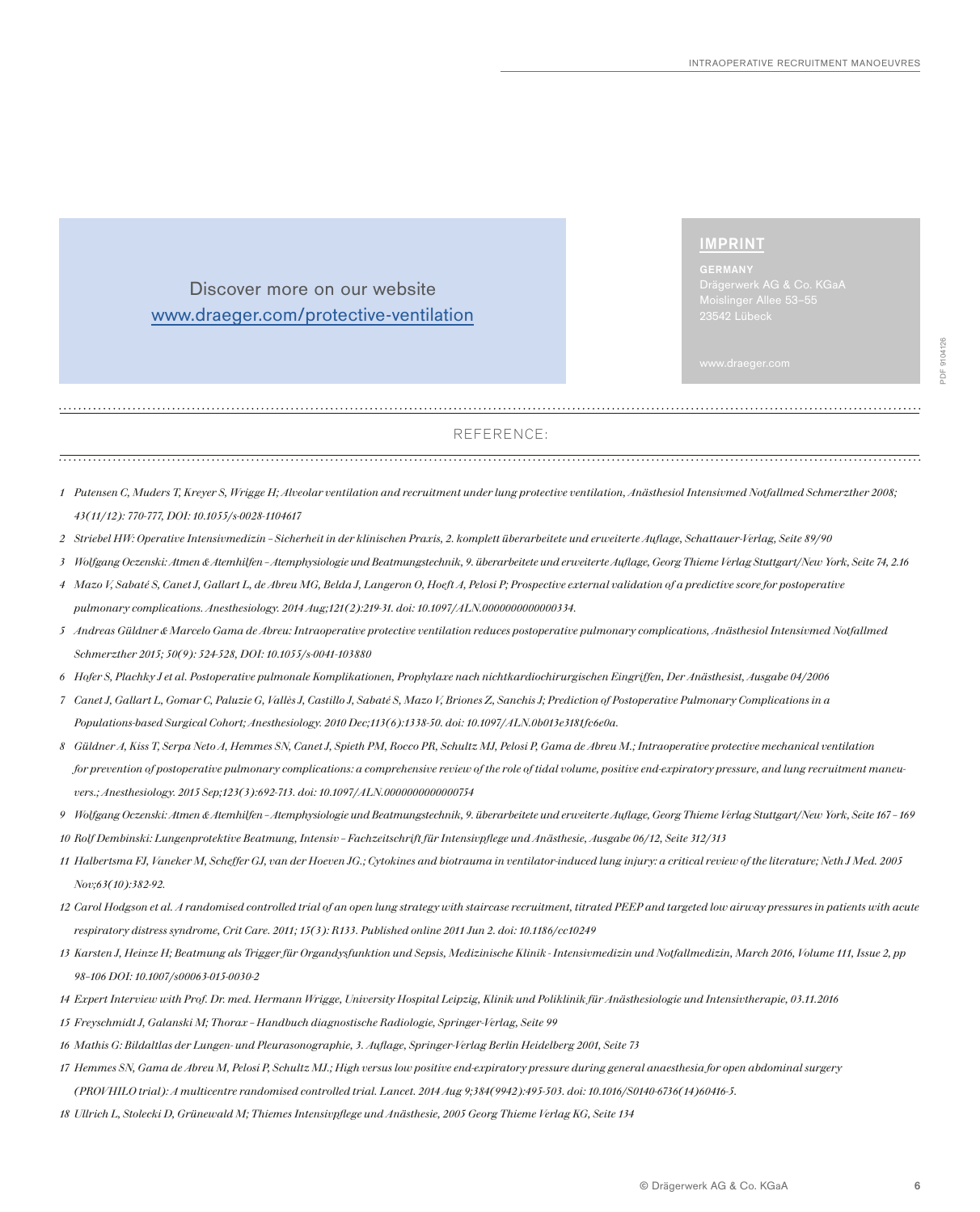Discover more on our website
www.draeger.com/protective-ventilation

## IMPRINT

**GERMANY**
Drägerwerk AG & Co. KGaA
Moislinger Allee 53–55
23542 Lübeck

www.draeger.com

PDF 9104126

## REFERENCE:

1 *Putensen C, Muders T, Kreyer S, Wrigge H; Alveolar ventilation and recruitment under lung protective ventilation, Anästhesiol Intensivmed Notfallmed Schmerzther 2008; 43(11/12): 770-777, DOI: 10.1055/s-0028-1104617*

2 *Striebel HW: Operative Intensivmedizin – Sicherheit in der klinischen Praxis, 2. komplett überarbeitete und erweiterte Auflage, Schattauer-Verlag, Seite 89/90*

3 *Wolfgang Oczenski: Atmen & Atemhilfen – Atemphysiologie und Beatmungstechnik, 9. überarbeitete und erweiterte Auflage, Georg Thieme Verlag Stuttgart/New York, Seite 74, 2.16*

4 *Mazo V, Sabaté S, Canet J, Gallart L, de Abreu MG, Belda J, Langeron O, Hoeft A, Pelosi P; Prospective external validation of a predictive score for postoperative pulmonary complications. Anesthesiology. 2014 Aug;121(2):219-31. doi: 10.1097/ALN.0000000000000334.*

5 *Andreas Güldner & Marcelo Gama de Abreu: Intraoperative protective ventilation reduces postoperative pulmonary complications, Anästhesiol Intensivmed Notfallmed Schmerzther 2015; 50(9): 524-528, DOI: 10.1055/s-0041-103880*

6 *Hofer S, Plachky J et al. Postoperative pulmonale Komplikationen, Prophylaxe nach nichtkardiochirurgischen Eingriffen, Der Anästhesist, Ausgabe 04/2006*

7 *Canet J, Gallart L, Gomar C, Paluzie G, Vallès J, Castillo J, Sabaté S, Mazo V, Briones Z, Sanchis J; Prediction of Postoperative Pulmonary Complications in a Populations-based Surgical Cohort; Anesthesiology. 2010 Dec;113(6):1338-50. doi: 10.1097/ALN.0b013e3181fc6e0a.*

8 *Güldner A, Kiss T, Serpa Neto A, Hemmes SN, Canet J, Spieth PM, Rocco PR, Schultz MJ, Pelosi P, Gama de Abreu M.; Intraoperative protective mechanical ventilation for prevention of postoperative pulmonary complications: a comprehensive review of the role of tidal volume, positive end-expiratory pressure, and lung recruitment maneuvers.; Anesthesiology. 2015 Sep;123(3):692-713. doi: 10.1097/ALN.0000000000000754*

9 *Wolfgang Oczenski: Atmen & Atemhilfen – Atemphysiologie und Beatmungstechnik, 9. überarbeitete und erweiterte Auflage, Georg Thieme Verlag Stuttgart/New York, Seite 167 – 169*

10 *Rolf Dembinski: Lungenprotektive Beatmung, Intensiv – Fachzeitschrift für Intensivpflege und Anästhesie, Ausgabe 06/12, Seite 312/313*

11 *Halbertsma FJ, Vaneker M, Scheffer GJ, van der Hoeven JG.; Cytokines and biotrauma in ventilator-induced lung injury: a critical review of the literature; Neth J Med. 2005 Nov;63(10):382-92.*

12 *Carol Hodgson et al. A randomised controlled trial of an open lung strategy with staircase recruitment, titrated PEEP and targeted low airway pressures in patients with acute respiratory distress syndrome, Crit Care. 2011; 15(3): R133. Published online 2011 Jun 2. doi: 10.1186/cc10249*

13 *Karsten J, Heinze H; Beatmung als Trigger für Organdysfunktion und Sepsis, Medizinische Klinik - Intensivmedizin und Notfallmedizin, March 2016, Volume 111, Issue 2, pp 98–106 DOI: 10.1007/s00063-015-0030-2*

14 *Expert Interview with Prof. Dr. med. Hermann Wrigge, University Hospital Leipzig, Klinik und Poliklinik für Anästhesiologie und Intensivtherapie, 03.11.2016*

15 *Freyschmidt J, Galanski M; Thorax – Handbuch diagnostische Radiologie, Springer-Verlag, Seite 99*

16 *Mathis G: Bildaltlas der Lungen- und Pleurasonographie, 3. Auflage, Springer-Verlag Berlin Heidelberg 2001, Seite 73*

17 *Hemmes SN, Gama de Abreu M, Pelosi P, Schultz MJ.; High versus low positive end-expiratory pressure during general anaesthesia for open abdominal surgery (PROVHILO trial): A multicentre randomised controlled trial. Lancet. 2014 Aug 9;384(9942):495-503. doi: 10.1016/S0140-6736(14)60416-5.*

18 *Ullrich L, Stolecki D, Grünewald M; Thiemes Intensivpflege und Anästhesie, 2005 Georg Thieme Verlag KG, Seite 134*

© Drägerwerk AG & Co. KGaA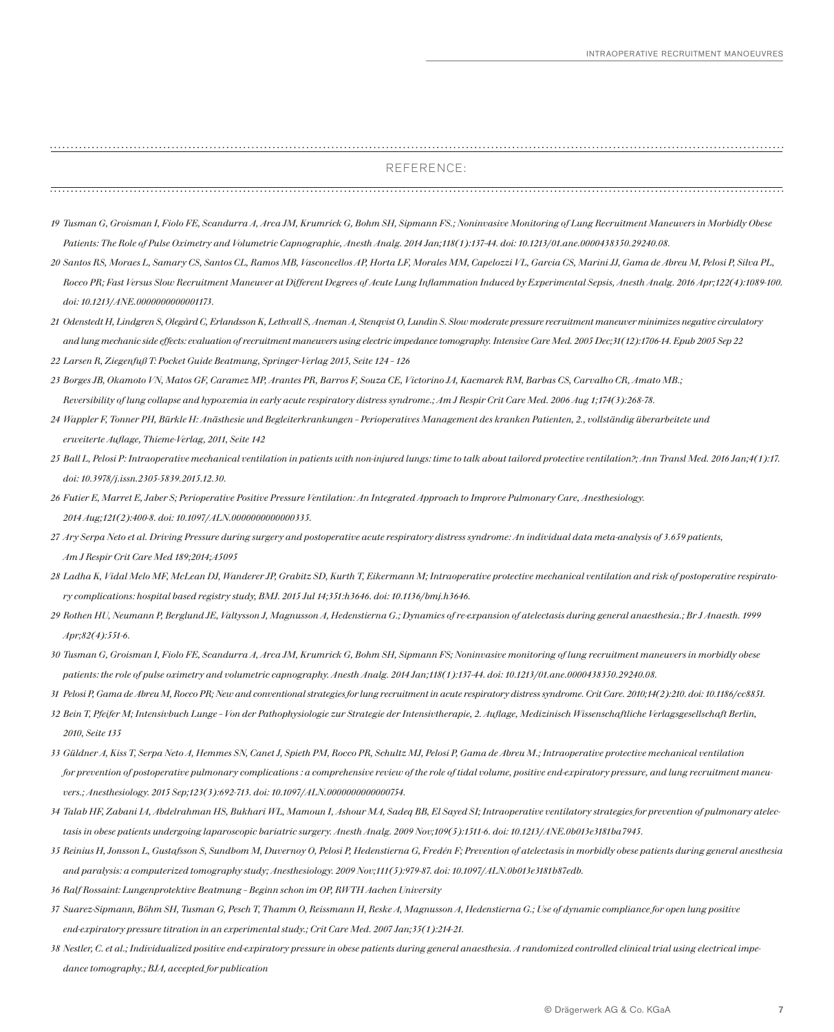## REFERENCE:

19 Tusman G, Groisman I, Fiolo FE, Scandurra A, Arca JM, Krumrick G, Bohm SH, Sipmann FS.; Noninvasive Monitoring of Lung Recruitment Maneuvers in Morbidly Obese Patients: The Role of Pulse Oximetry and Volumetric Capnographie, Anesth Analg. 2014 Jan;118(1):137-44. doi: 10.1213/01.ane.0000438350.29240.08.

20 Santos RS, Moraes L, Samary CS, Santos CL, Ramos MB, Vasconcellos AP, Horta LF, Morales MM, Capelozzi VL, Garcia CS, Marini JJ, Gama de Abreu M, Pelosi P, Silva PL, Rocco PR; Fast Versus Slow Recruitment Maneuver at Different Degrees of Acute Lung Inflammation Induced by Experimental Sepsis, Anesth Analg. 2016 Apr;122(4):1089-100. doi: 10.1213/ANE.0000000000001173.

21 Odenstedt H, Lindgren S, Olegård C, Erlandsson K, Lethvall S, Aneman A, Stenqvist O, Lundin S. Slow moderate pressure recruitment maneuver minimizes negative circulatory and lung mechanic side effects: evaluation of recruitment maneuvers using electric impedance tomography. Intensive Care Med. 2005 Dec;31(12):1706-14. Epub 2005 Sep 22

22 Larsen R, Ziegenfuß T: Pocket Guide Beatmung, Springer-Verlag 2015, Seite 124 – 126

23 Borges JB, Okamoto VN, Matos GF, Caramez MP, Arantes PR, Barros F, Souza CE, Victorino JA, Kacmarek RM, Barbas CS, Carvalho CR, Amato MB.; Reversibility of lung collapse and hypoxemia in early acute respiratory distress syndrome.; Am J Respir Crit Care Med. 2006 Aug 1;174(3):268-78.

24 Wappler F, Tonner PH, Bürkle H: Anästhesie und Begleiterkrankungen – Perioperatives Management des kranken Patienten, 2., vollständig überarbeitete und erweiterte Auflage, Thieme-Verlag, 2011, Seite 142

25 Ball L, Pelosi P: Intraoperative mechanical ventilation in patients with non-injured lungs: time to talk about tailored protective ventilation?; Ann Transl Med. 2016 Jan;4(1):17. doi: 10.3978/j.issn.2305-5839.2015.12.30.

26 Futier E, Marret E, Jaber S; Perioperative Positive Pressure Ventilation: An Integrated Approach to Improve Pulmonary Care, Anesthesiology. 2014 Aug;121(2):400-8. doi: 10.1097/ALN.0000000000000335.

27 Ary Serpa Neto et al. Driving Pressure during surgery and postoperative acute respiratory distress syndrome: An individual data meta-analysis of 3.659 patients, Am J Respir Crit Care Med 189;2014;A5095

28 Ladha K, Vidal Melo MF, McLean DJ, Wanderer JP, Grabitz SD, Kurth T, Eikermann M; Intraoperative protective mechanical ventilation and risk of postoperative respiratory complications: hospital based registry study, BMJ. 2015 Jul 14;351:h3646. doi: 10.1136/bmj.h3646.

29 Rothen HU, Neumann P, Berglund JE, Valtysson J, Magnusson A, Hedenstierna G.; Dynamics of re-expansion of atelectasis during general anaesthesia.; Br J Anaesth. 1999 Apr;82(4):551-6.

30 Tusman G, Groisman I, Fiolo FE, Scandurra A, Arca JM, Krumrick G, Bohm SH, Sipmann FS; Noninvasive monitoring of lung recruitment maneuvers in morbidly obese patients: the role of pulse oximetry and volumetric capnography. Anesth Analg. 2014 Jan;118(1):137-44. doi: 10.1213/01.ane.0000438350.29240.08.

31 Pelosi P, Gama de Abreu M, Rocco PR; New and conventional strategies for lung recruitment in acute respiratory distress syndrome. Crit Care. 2010;14(2):210. doi: 10.1186/cc8851.

32 Bein T, Pfeifer M; Intensivbuch Lunge – Von der Pathophysiologie zur Strategie der Intensivtherapie, 2. Auflage, Medizinisch Wissenschaftliche Verlagsgesellschaft Berlin, 2010, Seite 135

33 Güldner A, Kiss T, Serpa Neto A, Hemmes SN, Canet J, Spieth PM, Rocco PR, Schultz MJ, Pelosi P, Gama de Abreu M.; Intraoperative protective mechanical ventilation for prevention of postoperative pulmonary complications : a comprehensive review of the role of tidal volume, positive end-expiratory pressure, and lung recruitment maneuvers.; Anesthesiology. 2015 Sep;123(3):692-713. doi: 10.1097/ALN.0000000000000754.

34 Talab HF, Zabani IA, Abdelrahman HS, Bukhari WL, Mamoun I, Ashour MA, Sadeq BB, El Sayed SI; Intraoperative ventilatory strategies for prevention of pulmonary atelectasis in obese patients undergoing laparoscopic bariatric surgery. Anesth Analg. 2009 Nov;109(5):1511-6. doi: 10.1213/ANE.0b013e3181ba7945.

35 Reinius H, Jonsson L, Gustafsson S, Sundbom M, Duvernoy O, Pelosi P, Hedenstierna G, Fredén F; Prevention of atelectasis in morbidly obese patients during general anesthesia and paralysis: a computerized tomography study; Anesthesiology. 2009 Nov;111(5):979-87. doi: 10.1097/ALN.0b013e3181b87edb.

36 Ralf Rossaint: Lungenprotektive Beatmung – Beginn schon im OP, RWTH Aachen University

37 Suarez-Sipmann, Böhm SH, Tusman G, Pesch T, Thamm O, Reissmann H, Reske A, Magnusson A, Hedenstierna G.; Use of dynamic compliance for open lung positive end-expiratory pressure titration in an experimental study.; Crit Care Med. 2007 Jan;35(1):214-21.

38 Nestler, C. et al.; Individualized positive end-expiratory pressure in obese patients during general anaesthesia. A randomized controlled clinical trial using electrical impedance tomography.; BJA, accepted for publication

© Drägerwerk AG & Co. KGaA